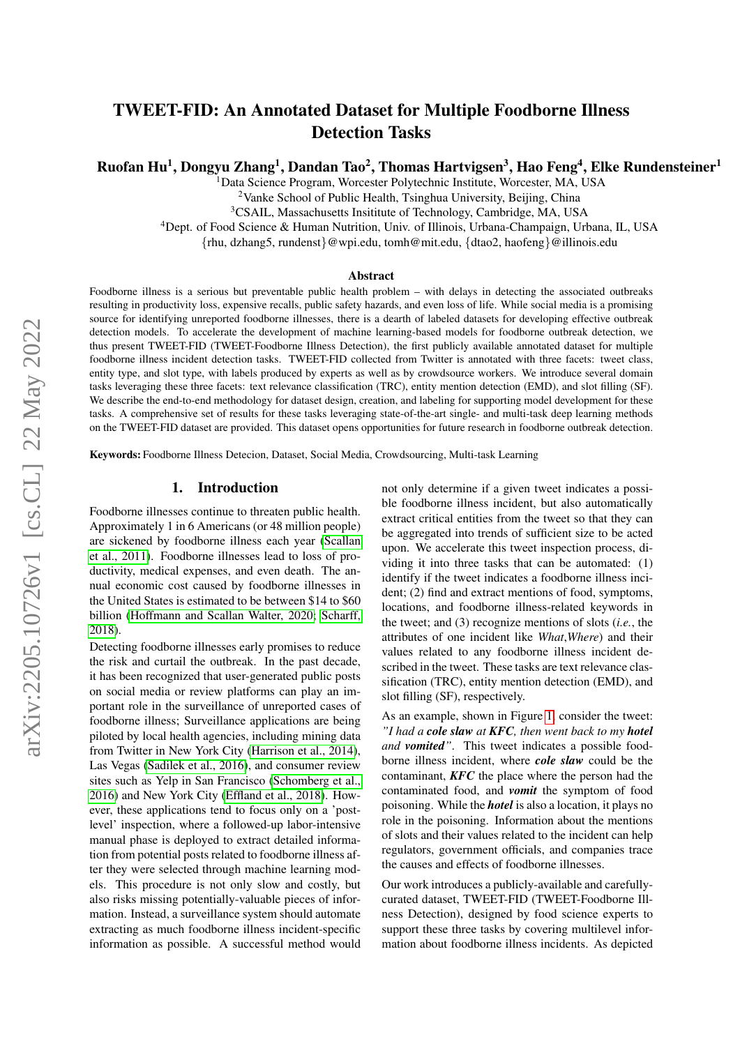# TWEET-FID: An Annotated Dataset for Multiple Foodborne Illness Detection Tasks

**Ruofan Hu[1], Dongyu Zhang[1], Dandan Tao[2], Thomas Hartvigsen[3], Hao Feng[4], Elke Rundensteiner[1]**

[1]Data Science Program, Worcester Polytechnic Institute, Worcester, MA, USA
[2]Vanke School of Public Health, Tsinghua University, Beijing, China
[3]CSAIL, Massachusetts Insititute of Technology, Cambridge, MA, USA
[4]Dept. of Food Science & Human Nutrition, Univ. of Illinois, Urbana-Champaign, Urbana, IL, USA
{rhu, dzhang5, rundenst}@wpi.edu, tomh@mit.edu, {dtao2, haofeng}@illinois.edu

### Abstract

Foodborne illness is a serious but preventable public health problem – with delays in detecting the associated outbreaks resulting in productivity loss, expensive recalls, public safety hazards, and even loss of life. While social media is a promising source for identifying unreported foodborne illnesses, there is a dearth of labeled datasets for developing effective outbreak detection models. To accelerate the development of machine learning-based models for foodborne outbreak detection, we thus present TWEET-FID (TWEET-Foodborne Illness Detection), the first publicly available annotated dataset for multiple foodborne illness incident detection tasks. TWEET-FID collected from Twitter is annotated with three facets: tweet class, entity type, and slot type, with labels produced by experts as well as by crowdsource workers. We introduce several domain tasks leveraging these three facets: text relevance classification (TRC), entity mention detection (EMD), and slot filling (SF). We describe the end-to-end methodology for dataset design, creation, and labeling for supporting model development for these tasks. A comprehensive set of results for these tasks leveraging state-of-the-art single- and multi-task deep learning methods on the TWEET-FID dataset are provided. This dataset opens opportunities for future research in foodborne outbreak detection.

**Keywords:** Foodborne Illness Detecion, Dataset, Social Media, Crowdsourcing, Multi-task Learning

## 1. Introduction

Foodborne illnesses continue to threaten public health. Approximately 1 in 6 Americans (or 48 million people) are sickened by foodborne illness each year (Scallan et al., 2011). Foodborne illnesses lead to loss of productivity, medical expenses, and even death. The annual economic cost caused by foodborne illnesses in the United States is estimated to be between $14 to $60 billion (Hoffmann and Scallan Walter, 2020; Scharff, 2018).

Detecting foodborne illnesses early promises to reduce the risk and curtail the outbreak. In the past decade, it has been recognized that user-generated public posts on social media or review platforms can play an important role in the surveillance of unreported cases of foodborne illness; Surveillance applications are being piloted by local health agencies, including mining data from Twitter in New York City (Harrison et al., 2014), Las Vegas (Sadilek et al., 2016), and consumer review sites such as Yelp in San Francisco (Schomberg et al., 2016) and New York City (Effland et al., 2018). However, these applications tend to focus only on a 'post-level' inspection, where a followed-up labor-intensive manual phase is deployed to extract detailed information from potential posts related to foodborne illness after they were selected through machine learning models. This procedure is not only slow and costly, but also risks missing potentially-valuable pieces of information. Instead, a surveillance system should automate extracting as much foodborne illness incident-specific information as possible. A successful method would not only determine if a given tweet indicates a possible foodborne illness incident, but also automatically extract critical entities from the tweet so that they can be aggregated into trends of sufficient size to be acted upon. We accelerate this tweet inspection process, dividing it into three tasks that can be automated: (1) identify if the tweet indicates a foodborne illness incident; (2) find and extract mentions of food, symptoms, locations, and foodborne illness-related keywords in the tweet; and (3) recognize mentions of slots (*i.e.*, the attributes of one incident like *What*,*Where*) and their values related to any foodborne illness incident described in the tweet. These tasks are text relevance classification (TRC), entity mention detection (EMD), and slot filling (SF), respectively.

As an example, shown in Figure 1, consider the tweet: *"I had a **cole slaw** at **KFC**, then went back to my **hotel** and **vomited**"*. This tweet indicates a possible foodborne illness incident, where ***cole slaw*** could be the contaminant, ***KFC*** the place where the person had the contaminated food, and ***vomit*** the symptom of food poisoning. While the ***hotel*** is also a location, it plays no role in the poisoning. Information about the mentions of slots and their values related to the incident can help regulators, government officials, and companies trace the causes and effects of foodborne illnesses.

Our work introduces a publicly-available and carefully-curated dataset, TWEET-FID (TWEET-Foodborne Illness Detection), designed by food science experts to support these three tasks by covering multilevel information about foodborne illness incidents. As depicted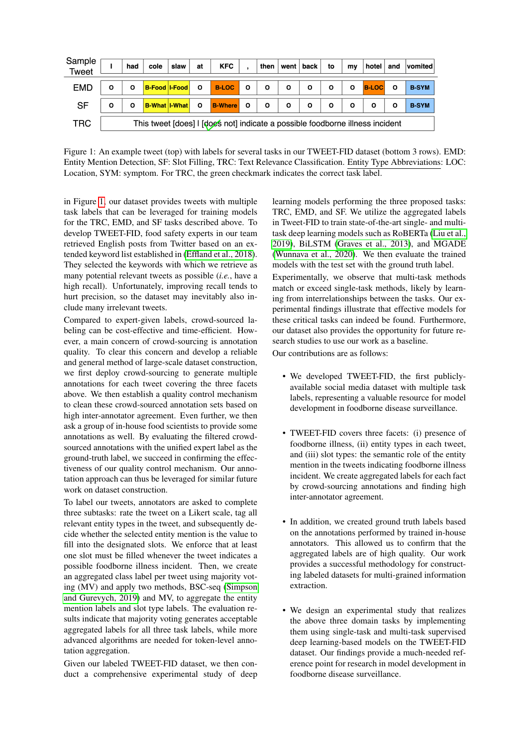| Sample Tweet | I | had | cole | slaw | at | KFC | , | then | went | back | to | my | hotel | and | vomited |
|---|---|---|---|---|---|---|---|---|---|---|---|---|---|---|---|
| EMD | O | O | B-Food | I-Food | O | B-LOC | O | O | O | O | O | O | B-LOC | O | B-SYM |
| SF | O | O | B-What | I-What | O | B-Where | O | O | O | O | O | O | O | O | B-SYM |
| TRC | This tweet [does] I [does not] indicate a possible foodborne illness incident | | | | | | | | | | | | | | |

Figure 1: An example tweet (top) with labels for several tasks in our TWEET-FID dataset (bottom 3 rows). EMD: Entity Mention Detection, SF: Slot Filling, TRC: Text Relevance Classification. Entity Type Abbreviations: LOC: Location, SYM: symptom. For TRC, the green checkmark indicates the correct task label.

in Figure 1, our dataset provides tweets with multiple task labels that can be leveraged for training models for the TRC, EMD, and SF tasks described above. To develop TWEET-FID, food safety experts in our team retrieved English posts from Twitter based on an extended keyword list established in (Effland et al., 2018). They selected the keywords with which we retrieve as many potential relevant tweets as possible (*i.e.*, have a high recall). Unfortunately, improving recall tends to hurt precision, so the dataset may inevitably also include many irrelevant tweets.

Compared to expert-given labels, crowd-sourced labeling can be cost-effective and time-efficient. However, a main concern of crowd-sourcing is annotation quality. To clear this concern and develop a reliable and general method of large-scale dataset construction, we first deploy crowd-sourcing to generate multiple annotations for each tweet covering the three facets above. We then establish a quality control mechanism to clean these crowd-sourced annotation sets based on high inter-annotator agreement. Even further, we then ask a group of in-house food scientists to provide some annotations as well. By evaluating the filtered crowd-sourced annotations with the unified expert label as the ground-truth label, we succeed in confirming the effectiveness of our quality control mechanism. Our annotation approach can thus be leveraged for similar future work on dataset construction.

To label our tweets, annotators are asked to complete three subtasks: rate the tweet on a Likert scale, tag all relevant entity types in the tweet, and subsequently decide whether the selected entity mention is the value to fill into the designated slots. We enforce that at least one slot must be filled whenever the tweet indicates a possible foodborne illness incident. Then, we create an aggregated class label per tweet using majority voting (MV) and apply two methods, BSC-seq (Simpson and Gurevych, 2019) and MV, to aggregate the entity mention labels and slot type labels. The evaluation results indicate that majority voting generates acceptable aggregated labels for all three task labels, while more advanced algorithms are needed for token-level annotation aggregation.

Given our labeled TWEET-FID dataset, we then conduct a comprehensive experimental study of deep learning models performing the three proposed tasks: TRC, EMD, and SF. We utilize the aggregated labels in Tweet-FID to train state-of-the-art single- and multi-task deep learning models such as RoBERTa (Liu et al., 2019), BiLSTM (Graves et al., 2013), and MGADE (Wunnava et al., 2020). We then evaluate the trained models with the test set with the ground truth label.

Experimentally, we observe that multi-task methods match or exceed single-task methods, likely by learning from interrelationships between the tasks. Our experimental findings illustrate that effective models for these critical tasks can indeed be found. Furthermore, our dataset also provides the opportunity for future research studies to use our work as a baseline.

Our contributions are as follows:

- We developed TWEET-FID, the first publicly-available social media dataset with multiple task labels, representing a valuable resource for model development in foodborne disease surveillance.
- TWEET-FID covers three facets: (i) presence of foodborne illness, (ii) entity types in each tweet, and (iii) slot types: the semantic role of the entity mention in the tweets indicating foodborne illness incident. We create aggregated labels for each fact by crowd-sourcing annotations and finding high inter-annotator agreement.
- In addition, we created ground truth labels based on the annotations performed by trained in-house annotators. This allowed us to confirm that the aggregated labels are of high quality. Our work provides a successful methodology for constructing labeled datasets for multi-grained information extraction.
- We design an experimental study that realizes the above three domain tasks by implementing them using single-task and multi-task supervised deep learning-based models on the TWEET-FID dataset. Our findings provide a much-needed reference point for research in model development in foodborne disease surveillance.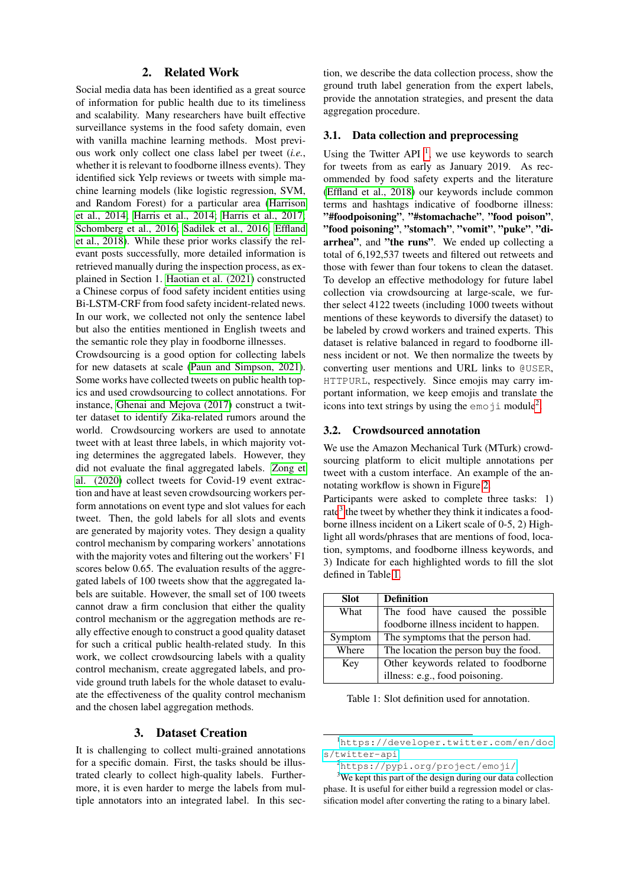## 2. Related Work

Social media data has been identified as a great source of information for public health due to its timeliness and scalability. Many researchers have built effective surveillance systems in the food safety domain, even with vanilla machine learning methods. Most previous work only collect one class label per tweet (*i.e.*, whether it is relevant to foodborne illness events). They identified sick Yelp reviews or tweets with simple machine learning models (like logistic regression, SVM, and Random Forest) for a particular area (Harrison et al., 2014; Harris et al., 2014; Harris et al., 2017; Schomberg et al., 2016; Sadilek et al., 2016; Effland et al., 2018). While these prior works classify the relevant posts successfully, more detailed information is retrieved manually during the inspection process, as explained in Section 1. Haotian et al. (2021) constructed a Chinese corpus of food safety incident entities using Bi-LSTM-CRF from food safety incident-related news. In our work, we collected not only the sentence label but also the entities mentioned in English tweets and the semantic role they play in foodborne illnesses.

Crowdsourcing is a good option for collecting labels for new datasets at scale (Paun and Simpson, 2021). Some works have collected tweets on public health topics and used crowdsourcing to collect annotations. For instance, Ghenai and Mejova (2017) construct a twitter dataset to identify Zika-related rumors around the world. Crowdsourcing workers are used to annotate tweet with at least three labels, in which majority voting determines the aggregated labels. However, they did not evaluate the final aggregated labels. Zong et al. (2020) collect tweets for Covid-19 event extraction and have at least seven crowdsourcing workers perform annotations on event type and slot values for each tweet. Then, the gold labels for all slots and events are generated by majority votes. They design a quality control mechanism by comparing workers' annotations with the majority votes and filtering out the workers' F1 scores below 0.65. The evaluation results of the aggregated labels of 100 tweets show that the aggregated labels are suitable. However, the small set of 100 tweets cannot draw a firm conclusion that either the quality control mechanism or the aggregation methods are really effective enough to construct a good quality dataset for such a critical public health-related study. In this work, we collect crowdsourcing labels with a quality control mechanism, create aggregated labels, and provide ground truth labels for the whole dataset to evaluate the effectiveness of the quality control mechanism and the chosen label aggregation methods.

## 3. Dataset Creation

It is challenging to collect multi-grained annotations for a specific domain. First, the tasks should be illustrated clearly to collect high-quality labels. Furthermore, it is even harder to merge the labels from multiple annotators into an integrated label. In this section, we describe the data collection process, show the ground truth label generation from the expert labels, provide the annotation strategies, and present the data aggregation procedure.

### 3.1. Data collection and preprocessing

Using the Twitter API [1], we use keywords to search for tweets from as early as January 2019. As recommended by food safety experts and the literature (Effland et al., 2018) our keywords include common terms and hashtags indicative of foodborne illness: **"#foodpoisoning"**, **"#stomachache"**, **"food poison"**, **"food poisoning"**, **"stomach"**, **"vomit"**, **"puke"**, **"diarrhea"**, and **"the runs"**. We ended up collecting a total of 6,192,537 tweets and filtered out retweets and those with fewer than four tokens to clean the dataset. To develop an effective methodology for future label collection via crowdsourcing at large-scale, we further select 4122 tweets (including 1000 tweets without mentions of these keywords to diversify the dataset) to be labeled by crowd workers and trained experts. This dataset is relative balanced in regard to foodborne illness incident or not. We then normalize the tweets by converting user mentions and URL links to `@USER`, `HTTPURL`, respectively. Since emojis may carry important information, we keep emojis and translate the icons into text strings by using the `emoji` module[2].

### 3.2. Crowdsourced annotation

We use the Amazon Mechanical Turk (MTurk) crowdsourcing platform to elicit multiple annotations per tweet with a custom interface. An example of the annotating workflow is shown in Figure 2.

Participants were asked to complete three tasks: 1) rate[3] the tweet by whether they think it indicates a foodborne illness incident on a Likert scale of 0-5, 2) Highlight all words/phrases that are mentions of food, location, symptoms, and foodborne illness keywords, and 3) Indicate for each highlighted words to fill the slot defined in Table 1.

| Slot | Definition |
|---|---|
| What | The food have caused the possible foodborne illness incident to happen. |
| Symptom | The symptoms that the person had. |
| Where | The location that the person buy the food. |
| Key | Other keywords related to foodborne illness: e.g., food poisoning. |

Table 1: Slot definition used for annotation.

[1] https://developer.twitter.com/en/docs/twitter-api

[2] https://pypi.org/project/emoji/

[3] We kept this part of the design during our data collection phase. It is useful for either build a regression model or classification model after converting the rating to a binary label.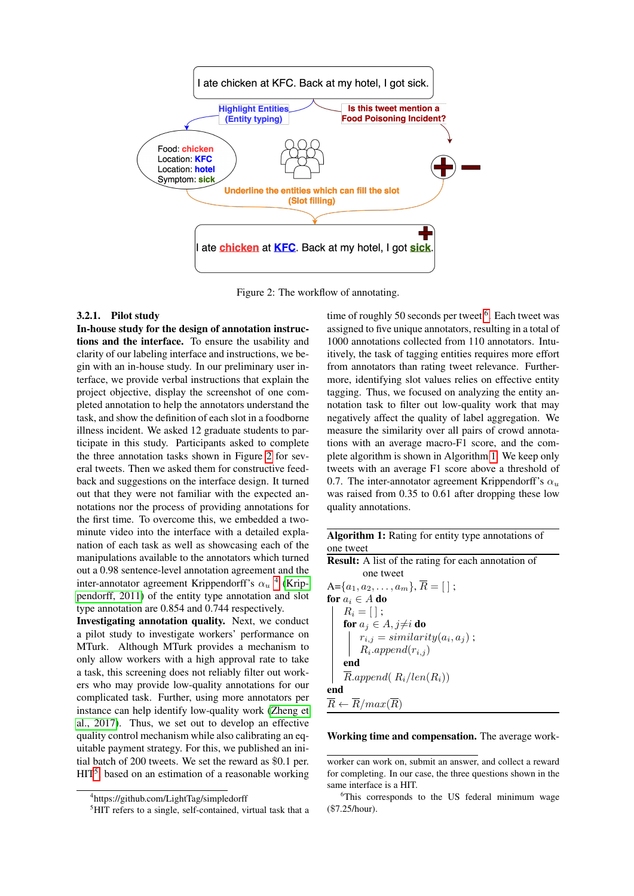Figure 2: The workflow of annotating.

#### 3.2.1. Pilot study

**In-house study for the design of annotation instructions and the interface.** To ensure the usability and clarity of our labeling interface and instructions, we begin with an in-house study. In our preliminary user interface, we provide verbal instructions that explain the project objective, display the screenshot of one completed annotation to help the annotators understand the task, and show the definition of each slot in a foodborne illness incident. We asked 12 graduate students to participate in this study. Participants asked to complete the three annotation tasks shown in Figure 2 for several tweets. Then we asked them for constructive feedback and suggestions on the interface design. It turned out that they were not familiar with the expected annotations nor the process of providing annotations for the first time. To overcome this, we embedded a two-minute video into the interface with a detailed explanation of each task as well as showcasing each of the manipulations available to the annotators which turned out a 0.98 sentence-level annotation agreement and the inter-annotator agreement Krippendorff's $\alpha_u$ [4] (Krippendorff, 2011) of the entity type annotation and slot type annotation are 0.854 and 0.744 respectively.

**Investigating annotation quality.** Next, we conduct a pilot study to investigate workers' performance on MTurk. Although MTurk provides a mechanism to only allow workers with a high approval rate to take a task, this screening does not reliably filter out workers who may provide low-quality annotations for our complicated task. Further, using more annotators per instance can help identify low-quality work (Zheng et al., 2017). Thus, we set out to develop an effective quality control mechanism while also calibrating an equitable payment strategy. For this, we published an initial batch of 200 tweets. We set the reward as \$0.1 per. HIT[5] based on an estimation of a reasonable working time of roughly 50 seconds per tweet[6]. Each tweet was assigned to five unique annotators, resulting in a total of 1000 annotations collected from 110 annotators. Intuitively, the task of tagging entities requires more effort from annotators than rating tweet relevance. Furthermore, identifying slot values relies on effective entity tagging. Thus, we focused on analyzing the entity annotation task to filter out low-quality work that may negatively affect the quality of label aggregation. We measure the similarity over all pairs of crowd annotations with an average macro-F1 score, and the complete algorithm is shown in Algorithm 1. We keep only tweets with an average F1 score above a threshold of 0.7. The inter-annotator agreement Krippendorff's $\alpha_u$ was raised from 0.35 to 0.61 after dropping these low quality annotations.

---

**Algorithm 1:** Rating for entity type annotations of one tweet

---

**Result:** A list of the rating for each annotation of one tweet

A=$\{a_1, a_2, \ldots, a_m\}$, $\overline{R} = [\,]$ ;
**for** $a_i \in A$ **do**
  $R_i = [\,]$ ;
  **for** $a_j \in A, j \neq i$ **do**
    $r_{i,j} = similarity(a_i, a_j)$ ;
    $R_i.append(r_{i,j})$
  **end**
  $\overline{R}.append(\ R_i/len(R_i))$
**end**
$\overline{R} \leftarrow \overline{R}/max(\overline{R})$

---

**Working time and compensation.** The average work-

---

[4] https://github.com/LightTag/simpledorff

[5] HIT refers to a single, self-contained, virtual task that a worker can work on, submit an answer, and collect a reward for completing. In our case, the three questions shown in the same interface is a HIT.

[6] This corresponds to the US federal minimum wage (\$7.25/hour).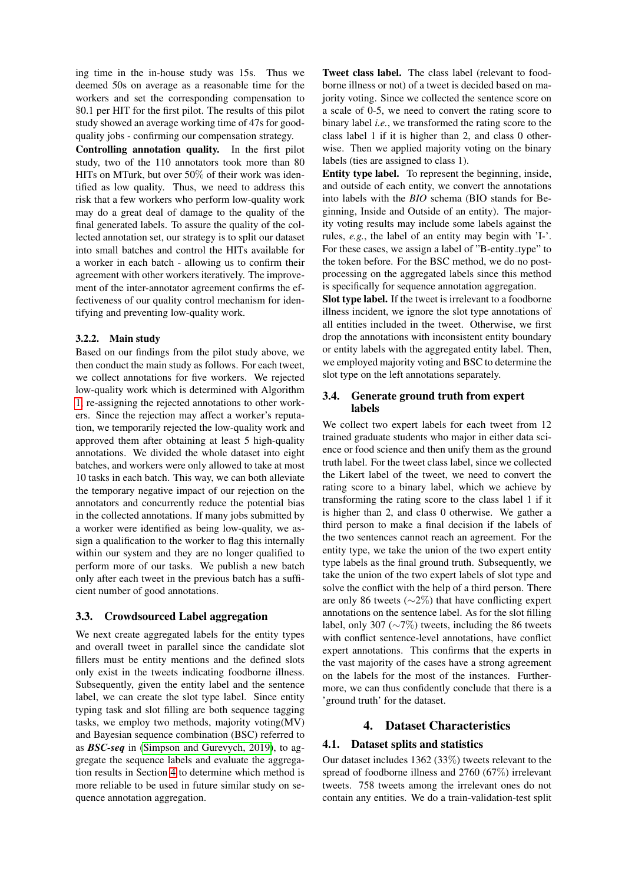ing time in the in-house study was 15s. Thus we deemed 50s on average as a reasonable time for the workers and set the corresponding compensation to $0.1 per HIT for the first pilot. The results of this pilot study showed an average working time of 47s for good-quality jobs - confirming our compensation strategy.

**Controlling annotation quality.** In the first pilot study, two of the 110 annotators took more than 80 HITs on MTurk, but over 50% of their work was identified as low quality. Thus, we need to address this risk that a few workers who perform low-quality work may do a great deal of damage to the quality of the final generated labels. To assure the quality of the collected annotation set, our strategy is to split our dataset into small batches and control the HITs available for a worker in each batch - allowing us to confirm their agreement with other workers iteratively. The improvement of the inter-annotator agreement confirms the effectiveness of our quality control mechanism for identifying and preventing low-quality work.

#### 3.2.2. Main study

Based on our findings from the pilot study above, we then conduct the main study as follows. For each tweet, we collect annotations for five workers. We rejected low-quality work which is determined with Algorithm 1, re-assigning the rejected annotations to other workers. Since the rejection may affect a worker's reputation, we temporarily rejected the low-quality work and approved them after obtaining at least 5 high-quality annotations. We divided the whole dataset into eight batches, and workers were only allowed to take at most 10 tasks in each batch. This way, we can both alleviate the temporary negative impact of our rejection on the annotators and concurrently reduce the potential bias in the collected annotations. If many jobs submitted by a worker were identified as being low-quality, we assign a qualification to the worker to flag this internally within our system and they are no longer qualified to perform more of our tasks. We publish a new batch only after each tweet in the previous batch has a sufficient number of good annotations.

### 3.3. Crowdsourced Label aggregation

We next create aggregated labels for the entity types and overall tweet in parallel since the candidate slot fillers must be entity mentions and the defined slots only exist in the tweets indicating foodborne illness. Subsequently, given the entity label and the sentence label, we can create the slot type label. Since entity typing task and slot filling are both sequence tagging tasks, we employ two methods, majority voting(MV) and Bayesian sequence combination (BSC) referred to as ***BSC-seq*** in (Simpson and Gurevych, 2019), to aggregate the sequence labels and evaluate the aggregation results in Section 4 to determine which method is more reliable to be used in future similar study on sequence annotation aggregation.

**Tweet class label.** The class label (relevant to foodborne illness or not) of a tweet is decided based on majority voting. Since we collected the sentence score on a scale of 0-5, we need to convert the rating score to binary label *i.e.*, we transformed the rating score to the class label 1 if it is higher than 2, and class 0 otherwise. Then we applied majority voting on the binary labels (ties are assigned to class 1).

**Entity type label.** To represent the beginning, inside, and outside of each entity, we convert the annotations into labels with the *BIO* schema (BIO stands for Beginning, Inside and Outside of an entity). The majority voting results may include some labels against the rules, *e.g.*, the label of an entity may begin with 'I-'. For these cases, we assign a label of "B-entity_type" to the token before. For the BSC method, we do no post-processing on the aggregated labels since this method is specifically for sequence annotation aggregation.

**Slot type label.** If the tweet is irrelevant to a foodborne illness incident, we ignore the slot type annotations of all entities included in the tweet. Otherwise, we first drop the annotations with inconsistent entity boundary or entity labels with the aggregated entity label. Then, we employed majority voting and BSC to determine the slot type on the left annotations separately.

### 3.4. Generate ground truth from expert labels

We collect two expert labels for each tweet from 12 trained graduate students who major in either data science or food science and then unify them as the ground truth label. For the tweet class label, since we collected the Likert label of the tweet, we need to convert the rating score to a binary label, which we achieve by transforming the rating score to the class label 1 if it is higher than 2, and class 0 otherwise. We gather a third person to make a final decision if the labels of the two sentences cannot reach an agreement. For the entity type, we take the union of the two expert entity type labels as the final ground truth. Subsequently, we take the union of the two expert labels of slot type and solve the conflict with the help of a third person. There are only 86 tweets (~2%) that have conflicting expert annotations on the sentence label. As for the slot filling label, only 307 (~7%) tweets, including the 86 tweets with conflict sentence-level annotations, have conflict expert annotations. This confirms that the experts in the vast majority of the cases have a strong agreement on the labels for the most of the instances. Furthermore, we can thus confidently conclude that there is a 'ground truth' for the dataset.

## 4. Dataset Characteristics

### 4.1. Dataset splits and statistics

Our dataset includes 1362 (33%) tweets relevant to the spread of foodborne illness and 2760 (67%) irrelevant tweets. 758 tweets among the irrelevant ones do not contain any entities. We do a train-validation-test split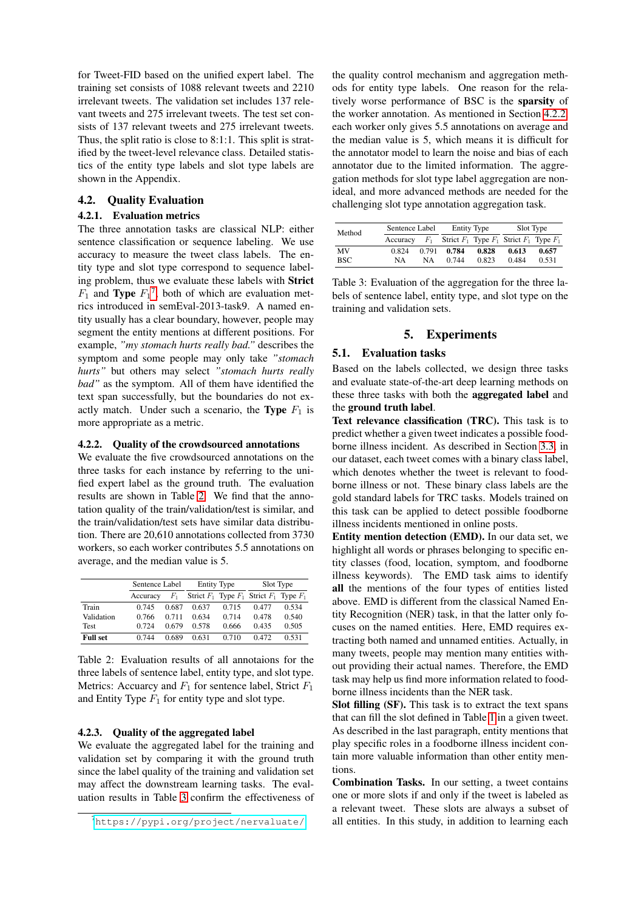for Tweet-FID based on the unified expert label. The training set consists of 1088 relevant tweets and 2210 irrelevant tweets. The validation set includes 137 relevant tweets and 275 irrelevant tweets. The test set consists of 137 relevant tweets and 275 irrelevant tweets. Thus, the split ratio is close to 8:1:1. This split is stratified by the tweet-level relevance class. Detailed statistics of the entity type labels and slot type labels are shown in the Appendix.

## 4.2. Quality Evaluation

### 4.2.1. Evaluation metrics

The three annotation tasks are classical NLP: either sentence classification or sequence labeling. We use accuracy to measure the tweet class labels. The entity type and slot type correspond to sequence labeling problem, thus we evaluate these labels with **Strict** $F_1$ and **Type** $F_1$[7], both of which are evaluation metrics introduced in semEval-2013-task9. A named entity usually has a clear boundary, however, people may segment the entity mentions at different positions. For example, *"my stomach hurts really bad."* describes the symptom and some people may only take *"stomach hurts"* but others may select *"stomach hurts really bad"* as the symptom. All of them have identified the text span successfully, but the boundaries do not exactly match. Under such a scenario, the **Type** $F_1$ is more appropriate as a metric.

### 4.2.2. Quality of the crowdsourced annotations

We evaluate the five crowdsourced annotations on the three tasks for each instance by referring to the unified expert label as the ground truth. The evaluation results are shown in Table 2. We find that the annotation quality of the train/validation/test is similar, and the train/validation/test sets have similar data distribution. There are 20,610 annotations collected from 3730 workers, so each worker contributes 5.5 annotations on average, and the median value is 5.

| | Sentence Label | | Entity Type | | Slot Type | |
|---|---|---|---|---|---|---|
| | Accuracy | $F_1$ | Strict $F_1$ | Type $F_1$ | Strict $F_1$ | Type $F_1$ |
| Train | 0.745 | 0.687 | 0.637 | 0.715 | 0.477 | 0.534 |
| Validation | 0.766 | 0.711 | 0.634 | 0.714 | 0.478 | 0.540 |
| Test | 0.724 | 0.679 | 0.578 | 0.666 | 0.435 | 0.505 |
| **Full set** | 0.744 | 0.689 | 0.631 | 0.710 | 0.472 | 0.531 |

Table 2: Evaluation results of all annotaions for the three labels of sentence label, entity type, and slot type. Metrics: Accuarcy and $F_1$ for sentence label, Strict $F_1$ and Entity Type $F_1$ for entity type and slot type.

### 4.2.3. Quality of the aggregated label

We evaluate the aggregated label for the training and validation set by comparing it with the ground truth since the label quality of the training and validation set may affect the downstream learning tasks. The evaluation results in Table 3 confirm the effectiveness of the quality control mechanism and aggregation methods for entity type labels. One reason for the relatively worse performance of BSC is the **sparsity** of the worker annotation. As mentioned in Section 4.2.2, each worker only gives 5.5 annotations on average and the median value is 5, which means it is difficult for the annotator model to learn the noise and bias of each annotator due to the limited information. The aggregation methods for slot type label aggregation are non-ideal, and more advanced methods are needed for the challenging slot type annotation aggregation task.

| Method | Sentence Label | | Entity Type | | Slot Type | |
|---|---|---|---|---|---|---|
| | Accuracy | $F_1$ | Strict $F_1$ | Type $F_1$ | Strict $F_1$ | Type $F_1$ |
| MV | 0.824 | 0.791 | **0.784** | **0.828** | **0.613** | **0.657** |
| BSC | NA | NA | 0.744 | 0.823 | 0.484 | 0.531 |

Table 3: Evaluation of the aggregation for the three labels of sentence label, entity type, and slot type on the training and validation sets.

# 5. Experiments

## 5.1. Evaluation tasks

Based on the labels collected, we design three tasks and evaluate state-of-the-art deep learning methods on these three tasks with both the **aggregated label** and the **ground truth label**.

**Text relevance classification (TRC).** This task is to predict whether a given tweet indicates a possible foodborne illness incident. As described in Section 3.3, in our dataset, each tweet comes with a binary class label, which denotes whether the tweet is relevant to foodborne illness or not. These binary class labels are the gold standard labels for TRC tasks. Models trained on this task can be applied to detect possible foodborne illness incidents mentioned in online posts.

**Entity mention detection (EMD).** In our data set, we highlight all words or phrases belonging to specific entity classes (food, location, symptom, and foodborne illness keywords). The EMD task aims to identify **all** the mentions of the four types of entities listed above. EMD is different from the classical Named Entity Recognition (NER) task, in that the latter only focuses on the named entities. Here, EMD requires extracting both named and unnamed entities. Actually, in many tweets, people may mention many entities without providing their actual names. Therefore, the EMD task may help us find more information related to foodborne illness incidents than the NER task.

**Slot filling (SF).** This task is to extract the text spans that can fill the slot defined in Table 1 in a given tweet. As described in the last paragraph, entity mentions that play specific roles in a foodborne illness incident contain more valuable information than other entity mentions.

**Combination Tasks.** In our setting, a tweet contains one or more slots if and only if the tweet is labeled as a relevant tweet. These slots are always a subset of all entities. In this study, in addition to learning each

[7] https://pypi.org/project/nervaluate/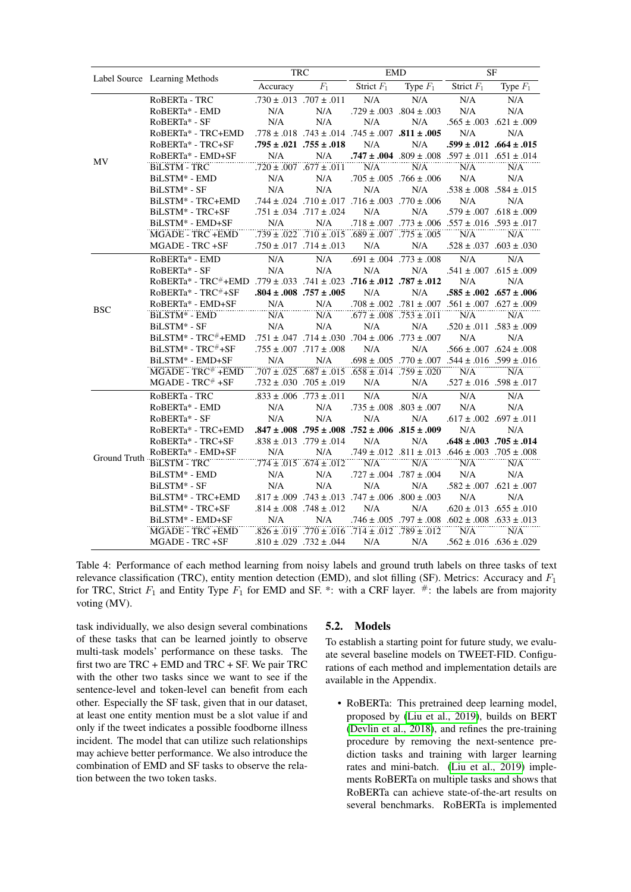| Label Source | Learning Methods | TRC | | EMD | | SF | |
|---|---|---|---|---|---|---|---|
| | | Accuracy | $F_1$ | Strict $F_1$ | Type $F_1$ | Strict $F_1$ | Type $F_1$ |
| MV | RoBERTa - TRC | .730 ± .013 | .707 ± .011 | N/A | N/A | N/A | N/A |
| | RoBERTa* - EMD | N/A | N/A | .729 ± .003 | .804 ± .003 | N/A | N/A |
| | RoBERTa* - SF | N/A | N/A | N/A | N/A | .565 ± .003 | .621 ± .009 |
| | RoBERTa* - TRC+EMD | .778 ± .018 | .743 ± .014 | .745 ± .007 | **.811 ± .005** | N/A | N/A |
| | RoBERTa* - TRC+SF | **.795 ± .021** | **.755 ± .018** | N/A | N/A | **.599 ± .012** | **.664 ± .015** |
| | RoBERTa* - EMD+SF | N/A | N/A | **.747 ± .004** | .809 ± .008 | .597 ± .011 | .651 ± .014 |
| | BiLSTM - TRC | .720 ± .007 | .677 ± .011 | N/A | N/A | N/A | N/A |
| | BiLSTM* - EMD | N/A | N/A | .705 ± .005 | .766 ± .006 | N/A | N/A |
| | BiLSTM* - SF | N/A | N/A | N/A | N/A | .538 ± .008 | .584 ± .015 |
| | BiLSTM* - TRC+EMD | .744 ± .024 | .710 ± .017 | .716 ± .003 | .770 ± .006 | N/A | N/A |
| | BiLSTM* - TRC+SF | .751 ± .034 | .717 ± .024 | N/A | N/A | .579 ± .007 | .618 ± .009 |
| | BiLSTM* - EMD+SF | N/A | N/A | .718 ± .007 | .773 ± .006 | .557 ± .016 | .593 ± .017 |
| | MGADE - TRC +EMD | .739 ± .022 | .710 ± .015 | .689 ± .007 | .775 ± .005 | N/A | N/A |
| | MGADE - TRC +SF | .750 ± .017 | .714 ± .013 | N/A | N/A | .528 ± .037 | .603 ± .030 |
| BSC | RoBERTa* - EMD | N/A | N/A | .691 ± .004 | .773 ± .008 | N/A | N/A |
| | RoBERTa* - SF | N/A | N/A | N/A | N/A | .541 ± .007 | .615 ± .009 |
| | RoBERTa* - TRC#+EMD | .779 ± .033 | .741 ± .023 | **.716 ± .012** | **.787 ± .012** | N/A | N/A |
| | RoBERTa* - TRC#+SF | **.804 ± .008** | **.757 ± .005** | N/A | N/A | **.585 ± .002** | **.657 ± .006** |
| | RoBERTa* - EMD+SF | N/A | N/A | .708 ± .002 | .781 ± .007 | .561 ± .007 | .627 ± .009 |
| | BiLSTM* - EMD | N/A | N/A | .677 ± .008 | .753 ± .011 | N/A | N/A |
| | BiLSTM* - SF | N/A | N/A | N/A | N/A | .520 ± .011 | .583 ± .009 |
| | BiLSTM* - TRC#+EMD | .751 ± .047 | .714 ± .030 | .704 ± .006 | .773 ± .007 | N/A | N/A |
| | BiLSTM* - TRC#+SF | .755 ± .007 | .717 ± .008 | N/A | N/A | .566 ± .007 | .624 ± .008 |
| | BiLSTM* - EMD+SF | N/A | N/A | .698 ± .005 | .770 ± .007 | .544 ± .016 | .599 ± .016 |
| | MGADE - TRC# +EMD | .707 ± .025 | .687 ± .015 | .658 ± .014 | .759 ± .020 | N/A | N/A |
| | MGADE - TRC# +SF | .732 ± .030 | .705 ± .019 | N/A | N/A | .527 ± .016 | .598 ± .017 |
| Ground Truth | RoBERTa - TRC | .833 ± .006 | .773 ± .011 | N/A | N/A | N/A | N/A |
| | RoBERTa* - EMD | N/A | N/A | .735 ± .008 | .803 ± .007 | N/A | N/A |
| | RoBERTa* - SF | N/A | N/A | N/A | N/A | .617 ± .002 | .697 ± .011 |
| | RoBERTa* - TRC+EMD | **.847 ± .008** | **.795 ± .008** | **.752 ± .006** | **.815 ± .009** | N/A | N/A |
| | RoBERTa* - TRC+SF | .838 ± .013 | .779 ± .014 | N/A | N/A | **.648 ± .003** | **.705 ± .014** |
| | RoBERTa* - EMD+SF | N/A | N/A | .749 ± .012 | .811 ± .013 | .646 ± .003 | .705 ± .008 |
| | BiLSTM - TRC | .774 ± .015 | .674 ± .012 | N/A | N/A | N/A | N/A |
| | BiLSTM* - EMD | N/A | N/A | .727 ± .004 | .787 ± .004 | N/A | N/A |
| | BiLSTM* - SF | N/A | N/A | N/A | N/A | .582 ± .007 | .621 ± .007 |
| | BiLSTM* - TRC+EMD | .817 ± .009 | .743 ± .013 | .747 ± .006 | .800 ± .003 | N/A | N/A |
| | BiLSTM* - TRC+SF | .814 ± .008 | .748 ± .012 | N/A | N/A | .620 ± .013 | .655 ± .010 |
| | BiLSTM* - EMD+SF | N/A | N/A | .746 ± .005 | .797 ± .008 | .602 ± .008 | .633 ± .013 |
| | MGADE - TRC +EMD | .826 ± .019 | .770 ± .016 | .714 ± .012 | .789 ± .012 | N/A | N/A |
| | MGADE - TRC +SF | .810 ± .029 | .732 ± .044 | N/A | N/A | .562 ± .016 | .636 ± .029 |

Table 4: Performance of each method learning from noisy labels and ground truth labels on three tasks of text relevance classification (TRC), entity mention detection (EMD), and slot filling (SF). Metrics: Accuracy and $F_1$ for TRC, Strict $F_1$ and Entity Type $F_1$ for EMD and SF. *: with a CRF layer. #: the labels are from majority voting (MV).

task individually, we also design several combinations of these tasks that can be learned jointly to observe multi-task models' performance on these tasks. The first two are TRC + EMD and TRC + SF. We pair TRC with the other two tasks since we want to see if the sentence-level and token-level can benefit from each other. Especially the SF task, given that in our dataset, at least one entity mention must be a slot value if and only if the tweet indicates a possible foodborne illness incident. The model that can utilize such relationships may achieve better performance. We also introduce the combination of EMD and SF tasks to observe the relation between the two token tasks.

## 5.2. Models

To establish a starting point for future study, we evaluate several baseline models on TWEET-FID. Configurations of each method and implementation details are available in the Appendix.

- RoBERTa: This pretrained deep learning model, proposed by (Liu et al., 2019), builds on BERT (Devlin et al., 2018), and refines the pre-training procedure by removing the next-sentence prediction tasks and training with larger learning rates and mini-batch. (Liu et al., 2019) implements RoBERTa on multiple tasks and shows that RoBERTa can achieve state-of-the-art results on several benchmarks. RoBERTa is implemented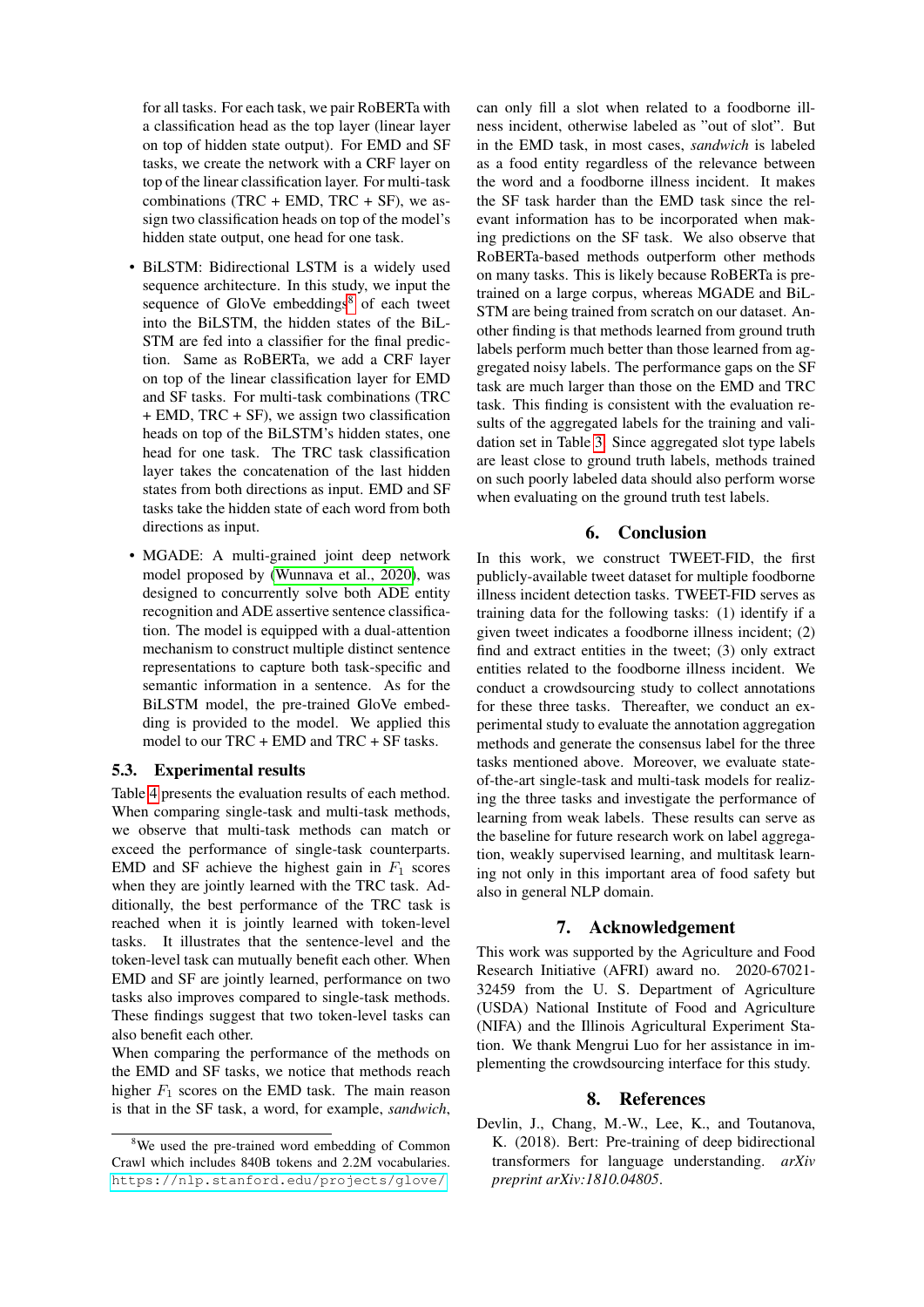for all tasks. For each task, we pair RoBERTa with a classification head as the top layer (linear layer on top of hidden state output). For EMD and SF tasks, we create the network with a CRF layer on top of the linear classification layer. For multi-task combinations (TRC + EMD, TRC + SF), we assign two classification heads on top of the model's hidden state output, one head for one task.

- BiLSTM: Bidirectional LSTM is a widely used sequence architecture. In this study, we input the sequence of GloVe embeddings[8] of each tweet into the BiLSTM, the hidden states of the BiLSTM are fed into a classifier for the final prediction. Same as RoBERTa, we add a CRF layer on top of the linear classification layer for EMD and SF tasks. For multi-task combinations (TRC + EMD, TRC + SF), we assign two classification heads on top of the BiLSTM's hidden states, one head for one task. The TRC task classification layer takes the concatenation of the last hidden states from both directions as input. EMD and SF tasks take the hidden state of each word from both directions as input.
- MGADE: A multi-grained joint deep network model proposed by (Wunnava et al., 2020), was designed to concurrently solve both ADE entity recognition and ADE assertive sentence classification. The model is equipped with a dual-attention mechanism to construct multiple distinct sentence representations to capture both task-specific and semantic information in a sentence. As for the BiLSTM model, the pre-trained GloVe embedding is provided to the model. We applied this model to our TRC + EMD and TRC + SF tasks.

### 5.3. Experimental results

Table 4 presents the evaluation results of each method. When comparing single-task and multi-task methods, we observe that multi-task methods can match or exceed the performance of single-task counterparts. EMD and SF achieve the highest gain in $F_1$ scores when they are jointly learned with the TRC task. Additionally, the best performance of the TRC task is reached when it is jointly learned with token-level tasks. It illustrates that the sentence-level and the token-level task can mutually benefit each other. When EMD and SF are jointly learned, performance on two tasks also improves compared to single-task methods. These findings suggest that two token-level tasks can also benefit each other.

When comparing the performance of the methods on the EMD and SF tasks, we notice that methods reach higher $F_1$ scores on the EMD task. The main reason is that in the SF task, a word, for example, *sandwich*, can only fill a slot when related to a foodborne illness incident, otherwise labeled as "out of slot". But in the EMD task, in most cases, *sandwich* is labeled as a food entity regardless of the relevance between the word and a foodborne illness incident. It makes the SF task harder than the EMD task since the relevant information has to be incorporated when making predictions on the SF task. We also observe that RoBERTa-based methods outperform other methods on many tasks. This is likely because RoBERTa is pre-trained on a large corpus, whereas MGADE and BiLSTM are being trained from scratch on our dataset. Another finding is that methods learned from ground truth labels perform much better than those learned from aggregated noisy labels. The performance gaps on the SF task are much larger than those on the EMD and TRC task. This finding is consistent with the evaluation results of the aggregated labels for the training and validation set in Table 3. Since aggregated slot type labels are least close to ground truth labels, methods trained on such poorly labeled data should also perform worse when evaluating on the ground truth test labels.

## 6. Conclusion

In this work, we construct TWEET-FID, the first publicly-available tweet dataset for multiple foodborne illness incident detection tasks. TWEET-FID serves as training data for the following tasks: (1) identify if a given tweet indicates a foodborne illness incident; (2) find and extract entities in the tweet; (3) only extract entities related to the foodborne illness incident. We conduct a crowdsourcing study to collect annotations for these three tasks. Thereafter, we conduct an experimental study to evaluate the annotation aggregation methods and generate the consensus label for the three tasks mentioned above. Moreover, we evaluate state-of-the-art single-task and multi-task models for realizing the three tasks and investigate the performance of learning from weak labels. These results can serve as the baseline for future research work on label aggregation, weakly supervised learning, and multitask learning not only in this important area of food safety but also in general NLP domain.

## 7. Acknowledgement

This work was supported by the Agriculture and Food Research Initiative (AFRI) award no. 2020-67021-32459 from the U. S. Department of Agriculture (USDA) National Institute of Food and Agriculture (NIFA) and the Illinois Agricultural Experiment Station. We thank Mengrui Luo for her assistance in implementing the crowdsourcing interface for this study.

## 8. References

Devlin, J., Chang, M.-W., Lee, K., and Toutanova, K. (2018). Bert: Pre-training of deep bidirectional transformers for language understanding. *arXiv preprint arXiv:1810.04805*.

[8] We used the pre-trained word embedding of Common Crawl which includes 840B tokens and 2.2M vocabularies. https://nlp.stanford.edu/projects/glove/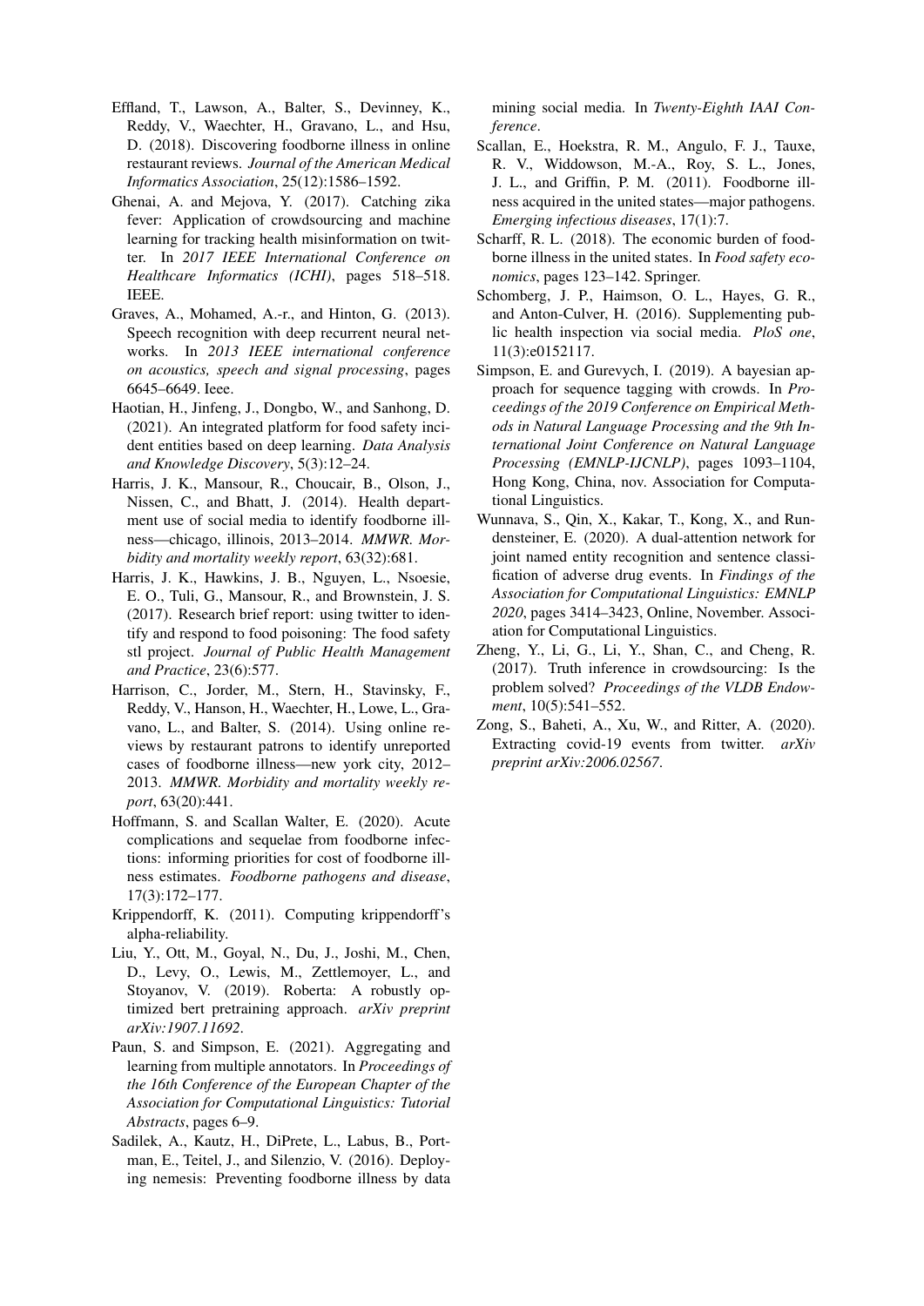Effland, T., Lawson, A., Balter, S., Devinney, K., Reddy, V., Waechter, H., Gravano, L., and Hsu, D. (2018). Discovering foodborne illness in online restaurant reviews. *Journal of the American Medical Informatics Association*, 25(12):1586–1592.

Ghenai, A. and Mejova, Y. (2017). Catching zika fever: Application of crowdsourcing and machine learning for tracking health misinformation on twitter. In *2017 IEEE International Conference on Healthcare Informatics (ICHI)*, pages 518–518. IEEE.

Graves, A., Mohamed, A.-r., and Hinton, G. (2013). Speech recognition with deep recurrent neural networks. In *2013 IEEE international conference on acoustics, speech and signal processing*, pages 6645–6649. Ieee.

Haotian, H., Jinfeng, J., Dongbo, W., and Sanhong, D. (2021). An integrated platform for food safety incident entities based on deep learning. *Data Analysis and Knowledge Discovery*, 5(3):12–24.

Harris, J. K., Mansour, R., Choucair, B., Olson, J., Nissen, C., and Bhatt, J. (2014). Health department use of social media to identify foodborne illness—chicago, illinois, 2013–2014. *MMWR. Morbidity and mortality weekly report*, 63(32):681.

Harris, J. K., Hawkins, J. B., Nguyen, L., Nsoesie, E. O., Tuli, G., Mansour, R., and Brownstein, J. S. (2017). Research brief report: using twitter to identify and respond to food poisoning: The food safety stl project. *Journal of Public Health Management and Practice*, 23(6):577.

Harrison, C., Jorder, M., Stern, H., Stavinsky, F., Reddy, V., Hanson, H., Waechter, H., Lowe, L., Gravano, L., and Balter, S. (2014). Using online reviews by restaurant patrons to identify unreported cases of foodborne illness—new york city, 2012–2013. *MMWR. Morbidity and mortality weekly report*, 63(20):441.

Hoffmann, S. and Scallan Walter, E. (2020). Acute complications and sequelae from foodborne infections: informing priorities for cost of foodborne illness estimates. *Foodborne pathogens and disease*, 17(3):172–177.

Krippendorff, K. (2011). Computing krippendorff's alpha-reliability.

Liu, Y., Ott, M., Goyal, N., Du, J., Joshi, M., Chen, D., Levy, O., Lewis, M., Zettlemoyer, L., and Stoyanov, V. (2019). Roberta: A robustly optimized bert pretraining approach. *arXiv preprint arXiv:1907.11692*.

Paun, S. and Simpson, E. (2021). Aggregating and learning from multiple annotators. In *Proceedings of the 16th Conference of the European Chapter of the Association for Computational Linguistics: Tutorial Abstracts*, pages 6–9.

Sadilek, A., Kautz, H., DiPrete, L., Labus, B., Portman, E., Teitel, J., and Silenzio, V. (2016). Deploying nemesis: Preventing foodborne illness by data mining social media. In *Twenty-Eighth IAAI Conference*.

Scallan, E., Hoekstra, R. M., Angulo, F. J., Tauxe, R. V., Widdowson, M.-A., Roy, S. L., Jones, J. L., and Griffin, P. M. (2011). Foodborne illness acquired in the united states—major pathogens. *Emerging infectious diseases*, 17(1):7.

Scharff, R. L. (2018). The economic burden of foodborne illness in the united states. In *Food safety economics*, pages 123–142. Springer.

Schomberg, J. P., Haimson, O. L., Hayes, G. R., and Anton-Culver, H. (2016). Supplementing public health inspection via social media. *PloS one*, 11(3):e0152117.

Simpson, E. and Gurevych, I. (2019). A bayesian approach for sequence tagging with crowds. In *Proceedings of the 2019 Conference on Empirical Methods in Natural Language Processing and the 9th International Joint Conference on Natural Language Processing (EMNLP-IJCNLP)*, pages 1093–1104, Hong Kong, China, nov. Association for Computational Linguistics.

Wunnava, S., Qin, X., Kakar, T., Kong, X., and Rundensteiner, E. (2020). A dual-attention network for joint named entity recognition and sentence classification of adverse drug events. In *Findings of the Association for Computational Linguistics: EMNLP 2020*, pages 3414–3423, Online, November. Association for Computational Linguistics.

Zheng, Y., Li, G., Li, Y., Shan, C., and Cheng, R. (2017). Truth inference in crowdsourcing: Is the problem solved? *Proceedings of the VLDB Endowment*, 10(5):541–552.

Zong, S., Baheti, A., Xu, W., and Ritter, A. (2020). Extracting covid-19 events from twitter. *arXiv preprint arXiv:2006.02567*.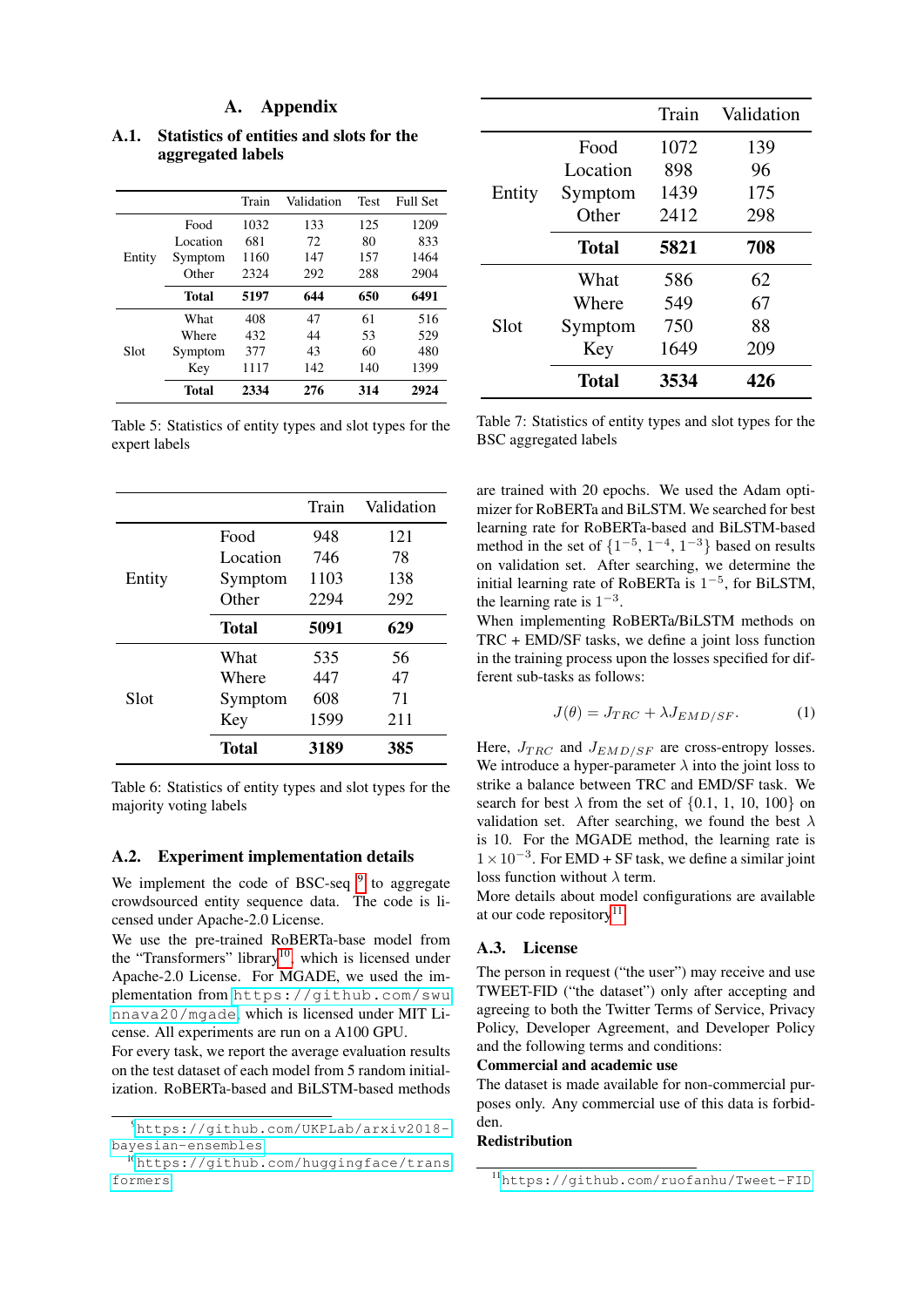# A. Appendix

## A.1. Statistics of entities and slots for the aggregated labels

| | | Train | Validation | Test | Full Set |
|---|---|---|---|---|---|
| Entity | Food | 1032 | 133 | 125 | 1209 |
| | Location | 681 | 72 | 80 | 833 |
| | Symptom | 1160 | 147 | 157 | 1464 |
| | Other | 2324 | 292 | 288 | 2904 |
| | **Total** | **5197** | **644** | **650** | **6491** |
| Slot | What | 408 | 47 | 61 | 516 |
| | Where | 432 | 44 | 53 | 529 |
| | Symptom | 377 | 43 | 60 | 480 |
| | Key | 1117 | 142 | 140 | 1399 |
| | **Total** | **2334** | **276** | **314** | **2924** |

Table 5: Statistics of entity types and slot types for the expert labels

| | | Train | Validation |
|---|---|---|---|
| Entity | Food | 948 | 121 |
| | Location | 746 | 78 |
| | Symptom | 1103 | 138 |
| | Other | 2294 | 292 |
| | **Total** | **5091** | **629** |
| Slot | What | 535 | 56 |
| | Where | 447 | 47 |
| | Symptom | 608 | 71 |
| | Key | 1599 | 211 |
| | **Total** | **3189** | **385** |

Table 6: Statistics of entity types and slot types for the majority voting labels

| | | Train | Validation |
|---|---|---|---|
| Entity | Food | 1072 | 139 |
| | Location | 898 | 96 |
| | Symptom | 1439 | 175 |
| | Other | 2412 | 298 |
| | **Total** | **5821** | **708** |
| Slot | What | 586 | 62 |
| | Where | 549 | 67 |
| | Symptom | 750 | 88 |
| | Key | 1649 | 209 |
| | **Total** | **3534** | **426** |

Table 7: Statistics of entity types and slot types for the BSC aggregated labels

## A.2. Experiment implementation details

We implement the code of BSC-seq [9] to aggregate crowdsourced entity sequence data. The code is licensed under Apache-2.0 License.

We use the pre-trained RoBERTa-base model from the "Transformers" library[10], which is licensed under Apache-2.0 License. For MGADE, we used the implementation from https://github.com/swunnava20/mgade, which is licensed under MIT License. All experiments are run on a A100 GPU.

For every task, we report the average evaluation results on the test dataset of each model from 5 random initialization. RoBERTa-based and BiLSTM-based methods are trained with 20 epochs. We used the Adam optimizer for RoBERTa and BiLSTM. We searched for best learning rate for RoBERTa-based and BiLSTM-based method in the set of $\{1^{-5}, 1^{-4}, 1^{-3}\}$ based on results on validation set. After searching, we determine the initial learning rate of RoBERTa is $1^{-5}$, for BiLSTM, the learning rate is $1^{-3}$.

When implementing RoBERTa/BiLSTM methods on TRC + EMD/SF tasks, we define a joint loss function in the training process upon the losses specified for different sub-tasks as follows:

$$J(\theta) = J_{TRC} + \lambda J_{EMD/SF}. \quad (1)$$

Here, $J_{TRC}$ and $J_{EMD/SF}$ are cross-entropy losses. We introduce a hyper-parameter $\lambda$ into the joint loss to strike a balance between TRC and EMD/SF task. We search for best $\lambda$ from the set of $\{0.1, 1, 10, 100\}$ on validation set. After searching, we found the best $\lambda$ is 10. For the MGADE method, the learning rate is $1 \times 10^{-3}$. For EMD + SF task, we define a similar joint loss function without $\lambda$ term.

More details about model configurations are available at our code repository[11].

## A.3. License

The person in request ("the user") may receive and use TWEET-FID ("the dataset") only after accepting and agreeing to both the Twitter Terms of Service, Privacy Policy, Developer Agreement, and Developer Policy and the following terms and conditions:

**Commercial and academic use**

The dataset is made available for non-commercial purposes only. Any commercial use of this data is forbidden.

**Redistribution**

[9] https://github.com/UKPLab/arxiv2018-bayesian-ensembles

[10] https://github.com/huggingface/transformers

[11] https://github.com/ruofanhu/Tweet-FID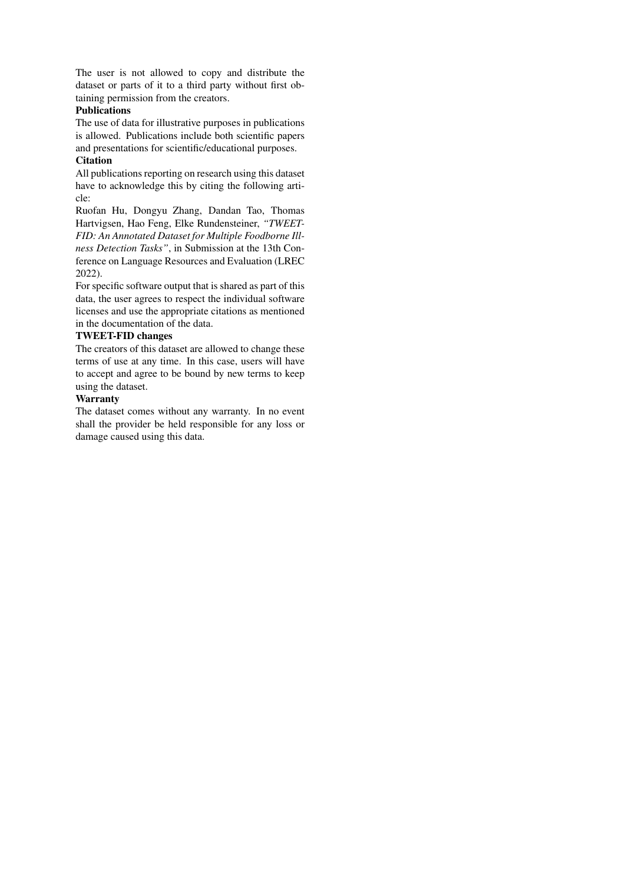The user is not allowed to copy and distribute the dataset or parts of it to a third party without first obtaining permission from the creators.

**Publications**

The use of data for illustrative purposes in publications is allowed. Publications include both scientific papers and presentations for scientific/educational purposes.

**Citation**

All publications reporting on research using this dataset have to acknowledge this by citing the following article:

Ruofan Hu, Dongyu Zhang, Dandan Tao, Thomas Hartvigsen, Hao Feng, Elke Rundensteiner, *"TWEET-FID: An Annotated Dataset for Multiple Foodborne Illness Detection Tasks"*, in Submission at the 13th Conference on Language Resources and Evaluation (LREC 2022).

For specific software output that is shared as part of this data, the user agrees to respect the individual software licenses and use the appropriate citations as mentioned in the documentation of the data.

**TWEET-FID changes**

The creators of this dataset are allowed to change these terms of use at any time. In this case, users will have to accept and agree to be bound by new terms to keep using the dataset.

**Warranty**

The dataset comes without any warranty. In no event shall the provider be held responsible for any loss or damage caused using this data.